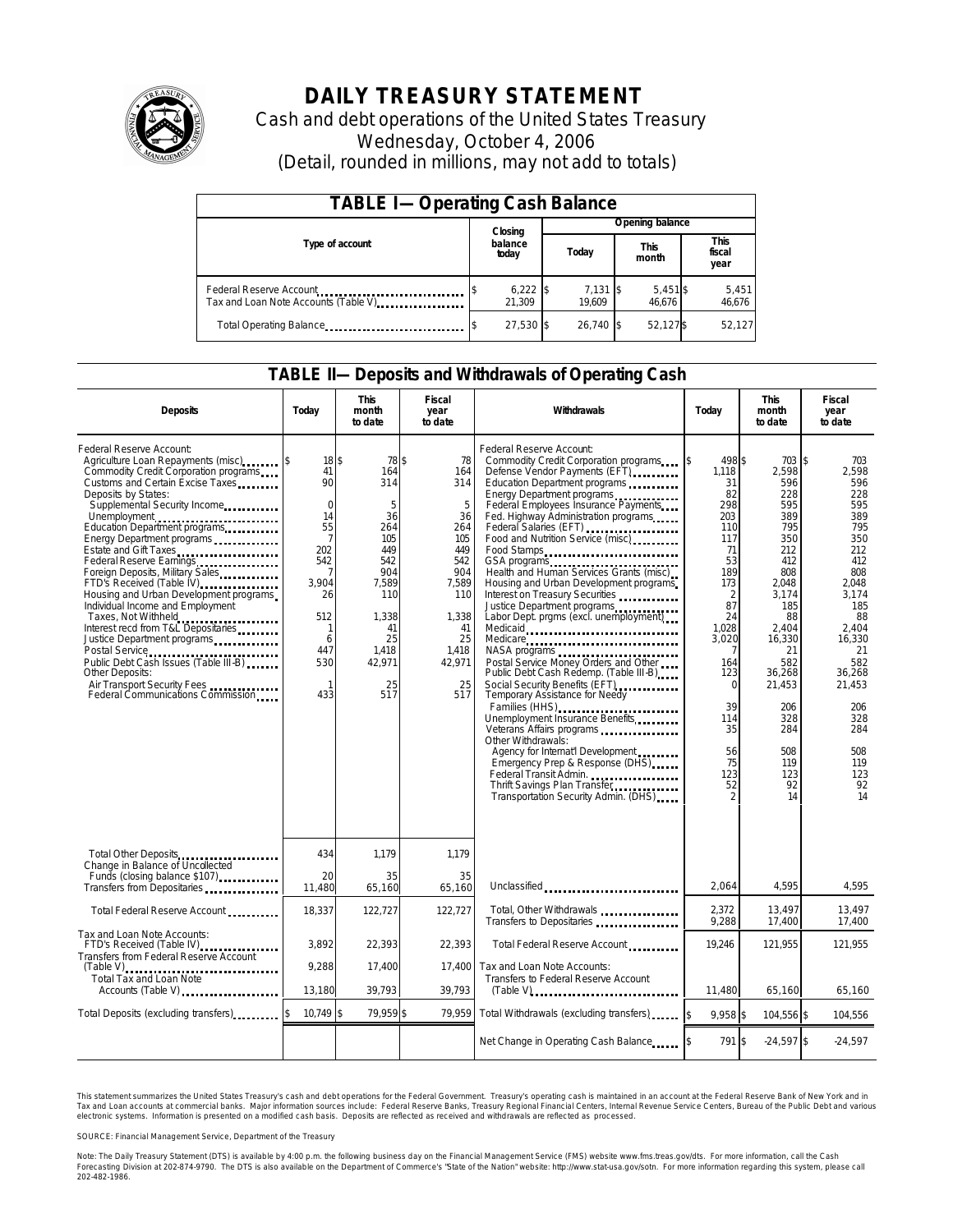# DAILY TREASURY STATEMENT

Cash and debt operations of the United States Treasury

Wednesday, October 4, 2006

(Detail, rounded in millions, may not add to totals)

## TABLE I—Operating Cash Balance

| Type of account | Closing balance today | Opening balance Today | Opening balance This month | Opening balance This fiscal year |
|---|---|---|---|---|
| Federal Reserve Account | $ 6,222 | $ 7,131 | $ 5,451 | $ 5,451 |
| Tax and Loan Note Accounts (Table V) | 21,309 | 19,609 | 46,676 | 46,676 |
| Total Operating Balance | $ 27,530 | $ 26,740 | $ 52,127 | $ 52,127 |

## TABLE II—Deposits and Withdrawals of Operating Cash

| Deposits | Today | This month to date | Fiscal year to date | Withdrawals | Today | This month to date | Fiscal year to date |
|---|---|---|---|---|---|---|---|
| Federal Reserve Account: | | | | Federal Reserve Account: | | | |
| Agriculture Loan Repayments (misc) | $ 18 | $ 78 | $ 78 | Commodity Credit Corporation programs | $ 498 | $ 703 | $ 703 |
| Commodity Credit Corporation programs | 41 | 164 | 164 | Defense Vendor Payments (EFT) | 1,118 | 2,598 | 2,598 |
| Customs and Certain Excise Taxes | 90 | 314 | 314 | Education Department programs | 31 | 596 | 596 |
| Deposits by States: | | | | Energy Department programs | 82 | 228 | 228 |
| Supplemental Security Income | 0 | 5 | 5 | Federal Employees Insurance Payments | 298 | 595 | 595 |
| Unemployment | 14 | 36 | 36 | Fed. Highway Administration programs | 203 | 389 | 389 |
| Education Department programs | 55 | 264 | 264 | Federal Salaries (EFT) | 110 | 795 | 795 |
| Energy Department programs | 7 | 105 | 105 | Food and Nutrition Service (misc) | 117 | 350 | 350 |
| Estate and Gift Taxes | 202 | 449 | 449 | Food Stamps | 71 | 212 | 212 |
| Federal Reserve Earnings | 542 | 542 | 542 | GSA programs | 53 | 412 | 412 |
| Foreign Deposits, Military Sales | 7 | 904 | 904 | Health and Human Services Grants (misc) | 189 | 808 | 808 |
| FTD's Received (Table IV) | 3,904 | 7,589 | 7,589 | Housing and Urban Development programs | 173 | 2,048 | 2,048 |
| Housing and Urban Development programs | 26 | 110 | 110 | Interest on Treasury Securities | 2 | 3,174 | 3,174 |
| Individual Income and Employment Taxes, Not Withheld | 512 | 1,338 | 1,338 | Justice Department programs | 87 | 185 | 185 |
| Interest recd from T&L Depositaries | 1 | 41 | 41 | Labor Dept. prgms (excl. unemployment) | 24 | 88 | 88 |
| Justice Department programs | 6 | 25 | 25 | Medicaid | 1,028 | 2,404 | 2,404 |
| Postal Service | 447 | 1,418 | 1,418 | Medicare | 3,020 | 16,330 | 16,330 |
| Public Debt Cash Issues (Table III-B) | 530 | 42,971 | 42,971 | NASA programs | 7 | 21 | 21 |
| Other Deposits: | | | | Postal Service Money Orders and Other | 164 | 582 | 582 |
| Air Transport Security Fees | 1 | 25 | 25 | Public Debt Cash Redemp. (Table III-B) | 123 | 36,268 | 36,268 |
| Federal Communications Commission | 433 | 517 | 517 | Social Security Benefits (EFT) | 0 | 21,453 | 21,453 |
| | | | | Temporary Assistance for Needy Families (HHS) | 39 | 206 | 206 |
| | | | | Unemployment Insurance Benefits | 114 | 328 | 328 |
| | | | | Veterans Affairs programs | 35 | 284 | 284 |
| | | | | Other Withdrawals: | | | |
| | | | | Agency for Internat'l Development | 56 | 508 | 508 |
| | | | | Emergency Prep & Response (DHS) | 75 | 119 | 119 |
| | | | | Federal Transit Admin. | 123 | 123 | 123 |
| | | | | Thrift Savings Plan Transfer | 52 | 92 | 92 |
| | | | | Transportation Security Admin. (DHS) | 2 | 14 | 14 |
| Total Other Deposits | 434 | 1,179 | 1,179 | | | | |
| Change in Balance of Uncollected Funds (closing balance $107) | 20 | 35 | 35 | | | | |
| Transfers from Depositaries | 11,480 | 65,160 | 65,160 | Unclassified | 2,064 | 4,595 | 4,595 |
| Total Federal Reserve Account | 18,337 | 122,727 | 122,727 | Total, Other Withdrawals | 2,372 | 13,497 | 13,497 |
| | | | | Transfers to Depositaries | 9,288 | 17,400 | 17,400 |
| Tax and Loan Note Accounts: | | | | | | | |
| FTD's Received (Table IV) | 3,892 | 22,393 | 22,393 | Total Federal Reserve Account | 19,246 | 121,955 | 121,955 |
| Transfers from Federal Reserve Account (Table V) | 9,288 | 17,400 | 17,400 | Tax and Loan Note Accounts: | | | |
| Total Tax and Loan Note Accounts (Table V) | 13,180 | 39,793 | 39,793 | Transfers to Federal Reserve Account (Table V) | 11,480 | 65,160 | 65,160 |
| Total Deposits (excluding transfers) | $ 10,749 | $ 79,959 | $ 79,959 | Total Withdrawals (excluding transfers) | $ 9,958 | $ 104,556 | $ 104,556 |
| | | | | Net Change in Operating Cash Balance | $ 791 | $ -24,597 | $ -24,597 |

This statement summarizes the United States Treasury's cash and debt operations for the Federal Government. Treasury's operating cash is maintained in an account at the Federal Reserve Bank of New York and in Tax and Loan accounts at commercial banks. Major information sources include: Federal Reserve Banks, Treasury Regional Financial Centers, Internal Revenue Service Centers, Bureau of the Public Debt and various electronic systems. Information is presented on a modified cash basis. Deposits are reflected as received and withdrawals are reflected as processed.

SOURCE: Financial Management Service, Department of the Treasury

Note: The Daily Treasury Statement (DTS) is available by 4:00 p.m. the following business day on the Financial Management Service (FMS) website www.fms.treas.gov/dts. For more information, call the Cash Forecasting Division at 202-874-9790. The DTS is also available on the Department of Commerce's "State of the Nation" website: http://www.stat-usa.gov/sotn. For more information regarding this system, please call 202-482-1986.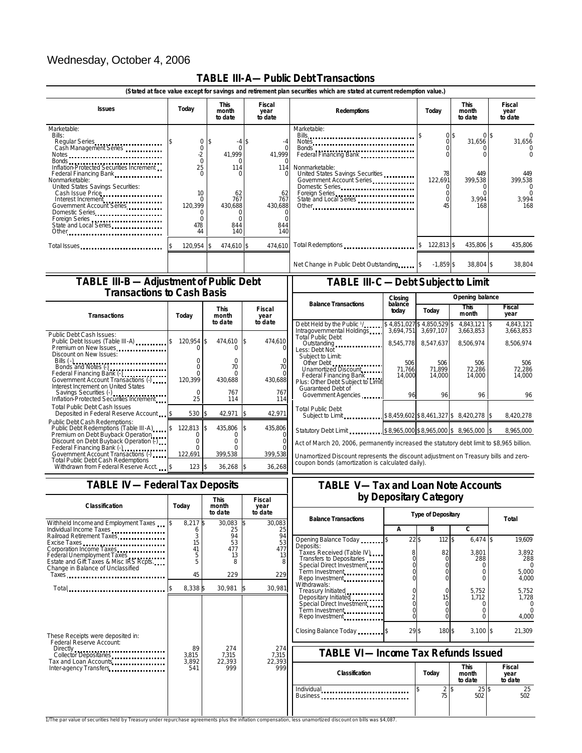Wednesday, October 4, 2006

## TABLE III-A— Public Debt Transactions

(Stated at face value except for savings and retirement plan securities which are stated at current redemption value.)

| Issues | Today | This month to date | Fiscal year to date | Redemptions | Today | This month to date | Fiscal year to date |
|---|---|---|---|---|---|---|---|
| Marketable: | | | | Marketable: | | | |
| Bills: | | | | Bills | $ 0 | $ 0 | $ 0 |
| Regular Series | $ 0 | $ -4 | $ -4 | Notes | 0 | 31,656 | 31,656 |
| Cash Management Series | 0 | 0 | 0 | Bonds | 0 | 0 | 0 |
| Notes | -2 | 41,999 | 41,999 | Federal Financing Bank | 0 | 0 | 0 |
| Bonds | 0 | 0 | 0 | | | | |
| Inflation-Protected Securities Increment | 25 | 114 | 114 | Nonmarketable: | | | |
| Federal Financing Bank | 0 | 0 | 0 | United States Savings Securities | 78 | 449 | 449 |
| Nonmarketable: | | | | Government Account Series | 122,691 | 399,538 | 399,538 |
| United States Savings Securities: | | | | Domestic Series | 0 | 0 | 0 |
| Cash Issue Price | 10 | 62 | 62 | Foreign Series | 0 | 0 | 0 |
| Interest Increment | 0 | 767 | 767 | State and Local Series | 0 | 3,994 | 3,994 |
| Government Account Series | 120,399 | 430,688 | 430,688 | Other | 45 | 168 | 168 |
| Domestic Series | 0 | 0 | 0 | | | | |
| Foreign Series | 0 | 0 | 0 | | | | |
| State and Local Series | 478 | 844 | 844 | | | | |
| Other | 44 | 140 | 140 | | | | |
| Total Issues | $ 120,954 | $ 474,610 | $ 474,610 | Total Redemptions | $ 122,813 | $ 435,806 | $ 435,806 |
| | | | | Net Change in Public Debt Outstanding | $ -1,859 | $ 38,804 | $ 38,804 |

## TABLE III-B — Adjustment of Public Debt Transactions to Cash Basis

| Transactions | Today | This month to date | Fiscal year to date |
|---|---|---|---|
| Public Debt Cash Issues: | | | |
| Public Debt Issues (Table III-A) | $ 120,954 | $ 474,610 | $ 474,610 |
| Premium on New Issues | 0 | 0 | 0 |
| Discount on New Issues: | | | |
| Bills (-) | 0 | 0 | 0 |
| Bonds and Notes (-) | 0 | 70 | 70 |
| Federal Financing Bank (-) | 0 | 0 | 0 |
| Government Account Transactions (-) | 120,399 | 430,688 | 430,688 |
| Interest Increment on United States Savings Securities (-) | 0 | 767 | 767 |
| Inflation-Protected Securities Increment | 25 | 114 | 114 |
| Total Public Debt Cash Issues Deposited in Federal Reserve Account | $ 530 | $ 42,971 | $ 42,971 |
| Public Debt Cash Redemptions: | | | |
| Public Debt Redemptions (Table III-A) | $ 122,813 | $ 435,806 | $ 435,806 |
| Premium on Debt Buyback Operation | 0 | 0 | 0 |
| Discount on Debt Buyback Operation (-) | 0 | 0 | 0 |
| Federal Financing Bank (-) | 0 | 0 | 0 |
| Government Account Transactions (-) | 122,691 | 399,538 | 399,538 |
| Total Public Debt Cash Redemptions Withdrawn from Federal Reserve Acct. | $ 123 | $ 36,268 | $ 36,268 |

## TABLE III-C — Debt Subject to Limit

| Balance Transactions | Closing balance today | Opening balance Today | Opening balance This month | Opening balance Fiscal year |
|---|---|---|---|---|
| Debt Held by the Public [1] | $ 4,851,027 | $ 4,850,529 | $ 4,843,121 | $ 4,843,121 |
| Intragovernmental Holdings | 3,694,751 | 3,697,107 | 3,663,853 | 3,663,853 |
| Total Public Debt Outstanding | 8,545,778 | 8,547,637 | 8,506,974 | 8,506,974 |
| Less: Debt Not Subject to Limit: | | | | |
| Other Debt | 506 | 506 | 506 | 506 |
| Unamortized Discount | 71,766 | 71,899 | 72,286 | 72,286 |
| Federal Financing Bank | 14,000 | 14,000 | 14,000 | 14,000 |
| Plus: Other Debt Subject to Limit | | | | |
| Guaranteed Debt of Government Agencies | 96 | 96 | 96 | 96 |
| Total Public Debt Subject to Limit | $ 8,459,602 | $ 8,461,327 | $ 8,420,278 | $ 8,420,278 |
| Statutory Debt Limit | $ 8,965,000 | $ 8,965,000 | $ 8,965,000 | $ 8,965,000 |

Act of March 20, 2006, permanently increased the statutory debt limit to $8,965 billion.

Unamortized Discount represents the discount adjustment on Treasury bills and zero-coupon bonds (amortization is calculated daily).

## TABLE IV — Federal Tax Deposits

| Classification | Today | This month to date | Fiscal year to date |
|---|---|---|---|
| Withheld Income and Employment Taxes | $ 8,217 | $ 30,083 | $ 30,083 |
| Individual Income Taxes | 6 | 25 | 25 |
| Railroad Retirement Taxes | 3 | 94 | 94 |
| Excise Taxes | 15 | 53 | 53 |
| Corporation Income Taxes | 41 | 477 | 477 |
| Federal Unemployment Taxes | 5 | 13 | 13 |
| Estate and Gift Taxes & Misc IRS Rcpts. | 5 | 8 | 8 |
| Change in Balance of Unclassified Taxes | 45 | 229 | 229 |
| Total | $ 8,338 | $ 30,981 | $ 30,981 |
| These Receipts were deposited in: | | | |
| Federal Reserve Account: | | | |
| Directly | 89 | 274 | 274 |
| Collector Depositaries | 3,815 | 7,315 | 7,315 |
| Tax and Loan Accounts | 3,892 | 22,393 | 22,393 |
| Inter-agency Transfers | 541 | 999 | 999 |

## TABLE V— Tax and Loan Note Accounts by Depositary Category

| Balance Transactions | Type of Depositary A | Type of Depositary B | Type of Depositary C | Total |
|---|---|---|---|---|
| Opening Balance Today | $ 22 | $ 112 | $ 6,474 | $ 19,609 |
| Deposits: | | | | |
| Taxes Received (Table IV) | 8 | 82 | 3,801 | 3,892 |
| Transfers to Depositaries | 0 | 0 | 288 | 288 |
| Special Direct Investment | 0 | 0 | 0 | 0 |
| Term Investment | 0 | 0 | 0 | 5,000 |
| Repo Investment | 0 | 0 | 0 | 4,000 |
| Withdrawals: | | | | |
| Treasury Initiated | 0 | 0 | 5,752 | 5,752 |
| Depositary Initiated | 2 | 15 | 1,712 | 1,728 |
| Special Direct Investment | 0 | 0 | 0 | 0 |
| Term Investment | 0 | 0 | 0 | 0 |
| Repo Investment | 0 | 0 | 0 | 4,000 |
| Closing Balance Today | $ 29 | $ 180 | $ 3,100 | $ 21,309 |

## TABLE VI— Income Tax Refunds Issued

| Classification | Today | This month to date | Fiscal year to date |
|---|---|---|---|
| Individual | $ 2 | $ 25 | $ 25 |
| Business | 75 | 502 | 502 |

1/The par value of securities held by Treasury under repurchase agreements plus the inflation compensation, less unamortized discount on bills was $4,087.